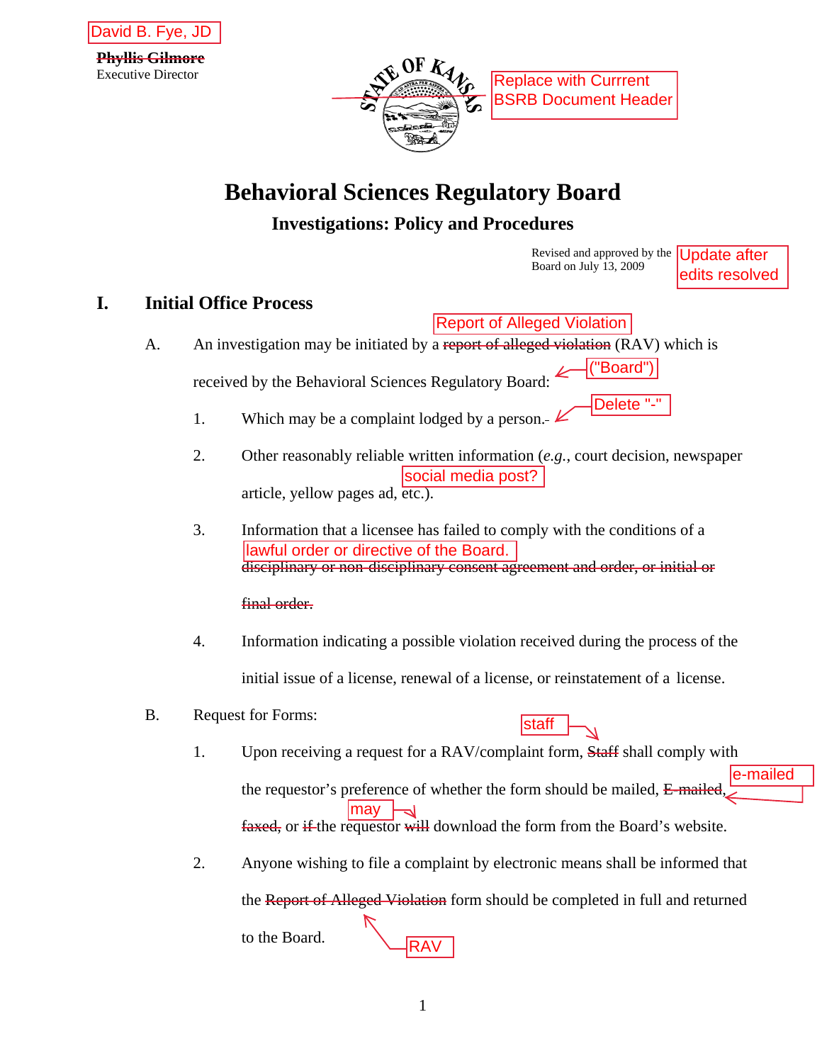David B. Fye, JD

~~Phyllis Gilmore~~
Executive Director

Replace with Currrent BSRB Document Header

# Behavioral Sciences Regulatory Board

## Investigations: Policy and Procedures

Revised and approved by the Board on July 13, 2009

Update after edits resolved

## I. Initial Office Process

A. An investigation may be initiated by a ~~report of alleged violation~~ Report of Alleged Violation (RAV) which is received by the Behavioral Sciences Regulatory Board ("Board"):

1. Which may be a complaint lodged by a person.~~-~~ [Delete "-"]

2. Other reasonably reliable written information (*e.g.*, court decision, newspaper article, yellow pages ad, social media post?, etc.).

3. Information that a licensee has failed to comply with the conditions of a lawful order or directive of the Board. ~~disciplinary or non-disciplinary consent agreement and order, or initial or final order.~~

4. Information indicating a possible violation received during the process of the initial issue of a license, renewal of a license, or reinstatement of a license.

B. Request for Forms:

1. Upon receiving a request for a RAV/complaint form, ~~Staff~~ staff shall comply with the requestor's preference of whether the form should be mailed, ~~E-mailed,~~ e-mailed, ~~faxed,~~ or ~~if~~ the requestor ~~will~~ may download the form from the Board's website.

2. Anyone wishing to file a complaint by electronic means shall be informed that the ~~Report of Alleged Violation~~ RAV form should be completed in full and returned to the Board.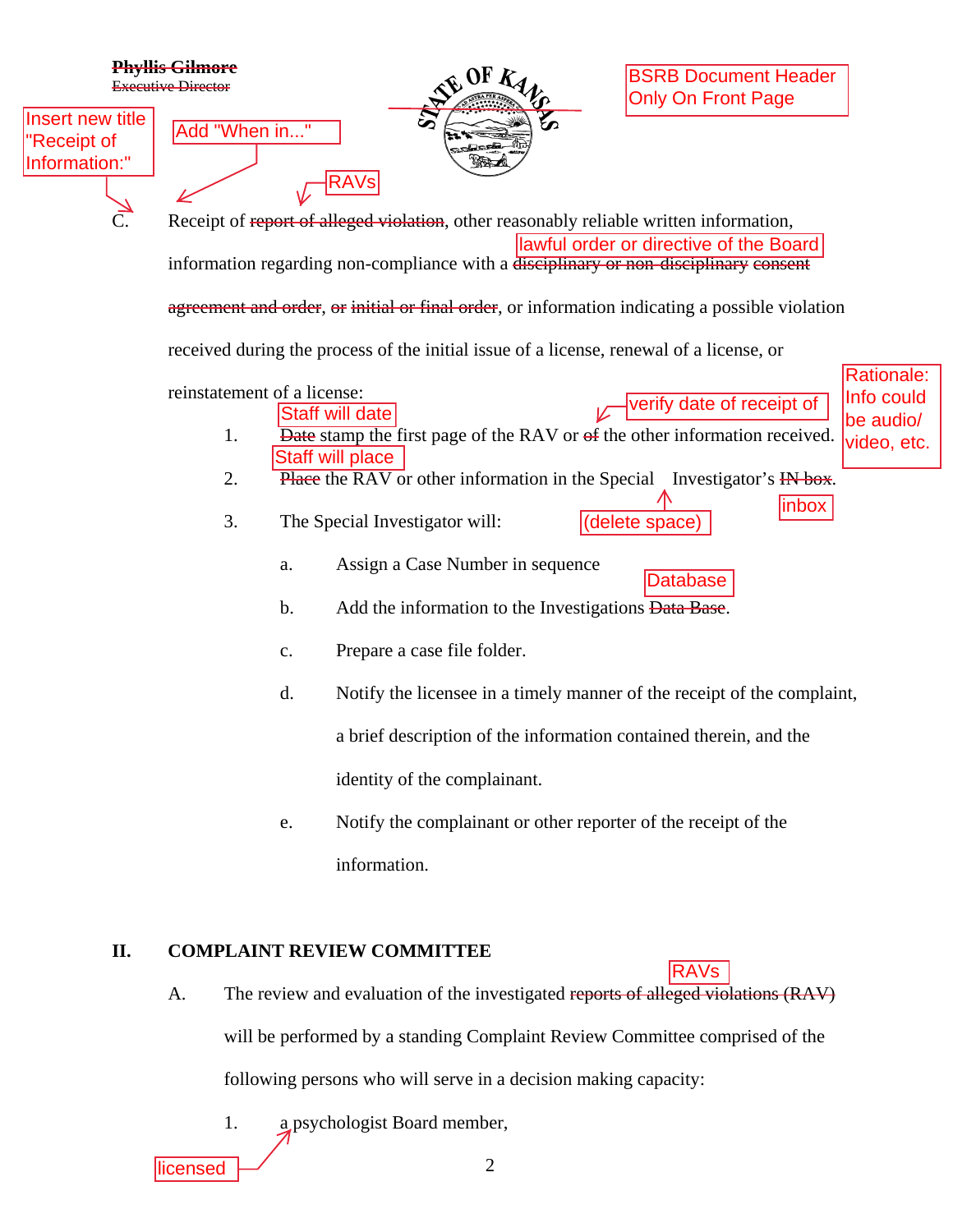~~Phyllis Gilmore~~
~~Executive Director~~

STATE OF KANSAS

BSRB Document Header Only On Front Page

Insert new title "Receipt of Information:"

Add "When in..."

RAVs

C. Receipt of ~~report of alleged violation~~, other reasonably reliable written information, information regarding non-compliance with a ~~disciplinary or non-disciplinary consent agreement and order~~, ~~or initial or final order~~, or information indicating a possible violation received during the process of the initial issue of a license, renewal of a license, or reinstatement of a license:

lawful order or directive of the Board

Rationale: Info could be audio/ video, etc.

1. Staff will date ~~Date~~ stamp the first page of the RAV or verify date of receipt of ~~of~~ the other information received.

2. Staff will place ~~Place~~ the RAV or other information in the Special Investigator's ~~IN box~~ inbox. (delete space)

3. The Special Investigator will:

   a. Assign a Case Number in sequence

   b. Add the information to the Investigations ~~Data Base~~ Database.

   c. Prepare a case file folder.

   d. Notify the licensee in a timely manner of the receipt of the complaint, a brief description of the information contained therein, and the identity of the complainant.

   e. Notify the complainant or other reporter of the receipt of the information.

## II. COMPLAINT REVIEW COMMITTEE

A. The review and evaluation of the investigated ~~reports of alleged violations (RAV)~~ RAVs will be performed by a standing Complaint Review Committee comprised of the following persons who will serve in a decision making capacity:

   1. a licensed psychologist Board member,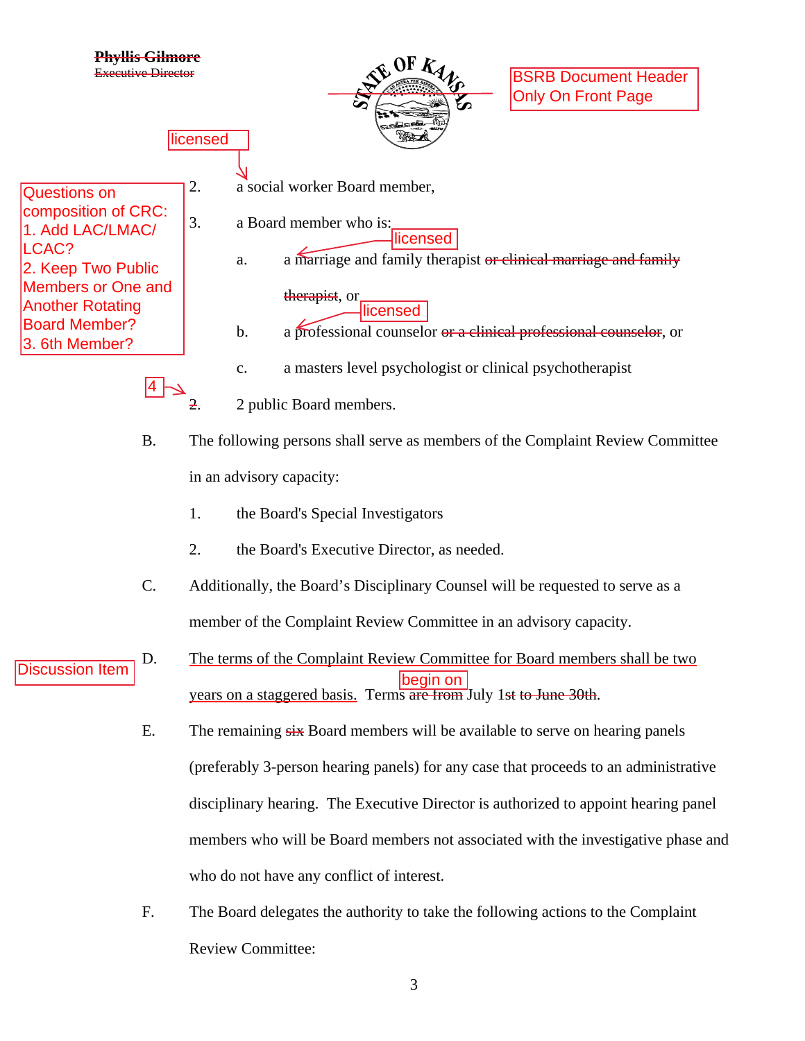~~Phyllis Gilmore~~
~~Executive Director~~

BSRB Document Header Only On Front Page

Questions on composition of CRC:
1. Add LAC/LMAC/LCAC?
2. Keep Two Public Members or One and Another Rotating Board Member?
3. 6th Member?

2. a [licensed] social worker Board member,

3. a Board member who is:

   a. a [licensed] marriage and family therapist ~~or clinical marriage and family therapist~~, or

   b. a [licensed] professional counselor ~~or a clinical professional counselor~~, or

   c. a masters level psychologist or clinical psychotherapist

~~2~~ [4]. 2 public Board members.

B. The following persons shall serve as members of the Complaint Review Committee in an advisory capacity:

   1. the Board's Special Investigators

   2. the Board's Executive Director, as needed.

C. Additionally, the Board's Disciplinary Counsel will be requested to serve as a member of the Complaint Review Committee in an advisory capacity.

Discussion Item

D. The terms of the Complaint Review Committee for Board members shall be two years on a staggered basis. Terms ~~are from~~ [begin on] July 1~~st to June 30th~~.

E. The remaining ~~six~~ Board members will be available to serve on hearing panels (preferably 3-person hearing panels) for any case that proceeds to an administrative disciplinary hearing. The Executive Director is authorized to appoint hearing panel members who will be Board members not associated with the investigative phase and who do not have any conflict of interest.

F. The Board delegates the authority to take the following actions to the Complaint Review Committee: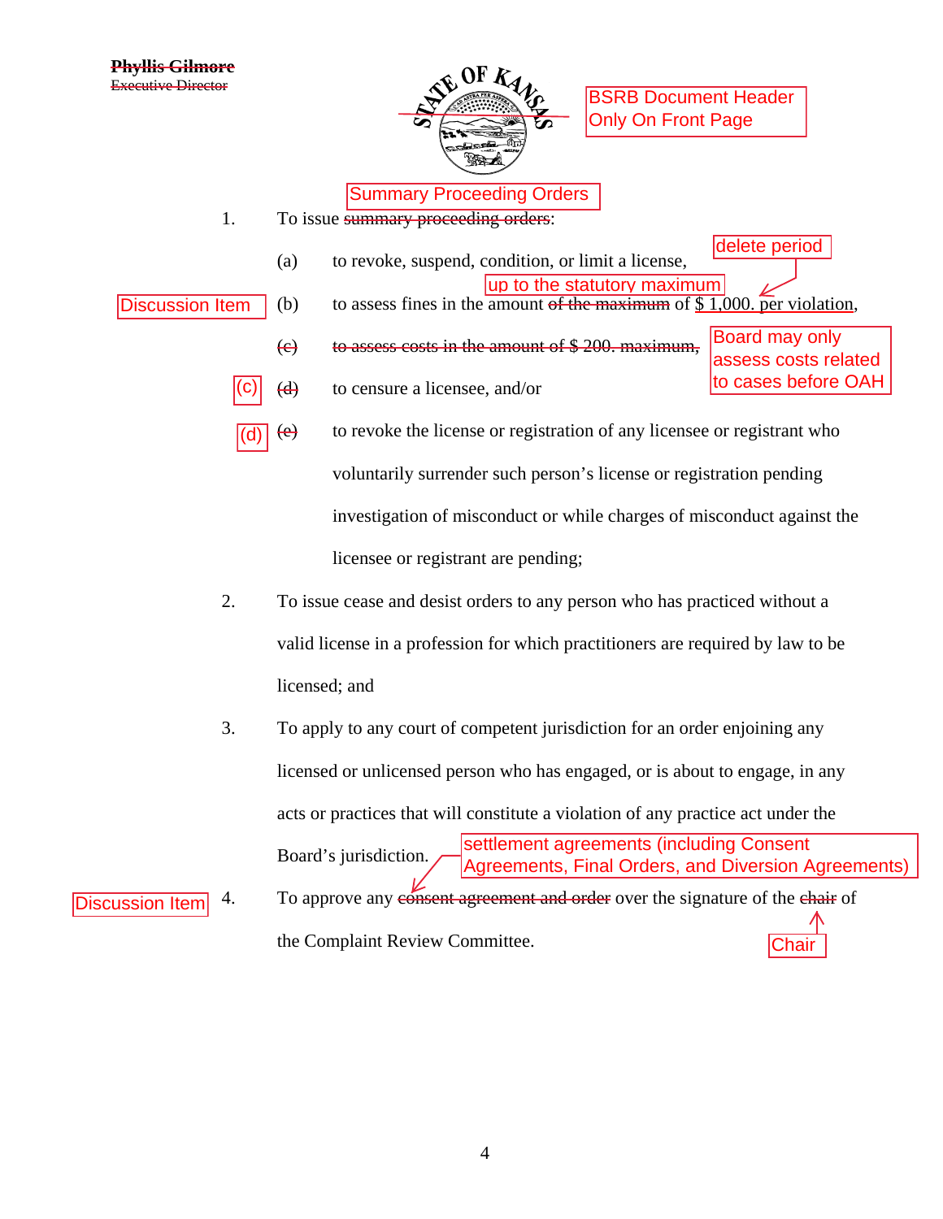~~Phyllis Gilmore~~
~~Executive Director~~

BSRB Document Header Only On Front Page

Summary Proceeding Orders

1. To issue ~~summary proceeding orders~~:

   (a) to revoke, suspend, condition, or limit a license,

   Discussion Item (b) to assess fines in the amount ~~of the maximum~~ up to the statutory maximum of $ 1,000. per violation, (delete period)

   ~~(c) to assess costs in the amount of $ 200. maximum,~~ Board may only assess costs related to cases before OAH

   (c) ~~(d)~~ to censure a licensee, and/or

   (d) ~~(e)~~ to revoke the license or registration of any licensee or registrant who voluntarily surrender such person's license or registration pending investigation of misconduct or while charges of misconduct against the licensee or registrant are pending;

2. To issue cease and desist orders to any person who has practiced without a valid license in a profession for which practitioners are required by law to be licensed; and

3. To apply to any court of competent jurisdiction for an order enjoining any licensed or unlicensed person who has engaged, or is about to engage, in any acts or practices that will constitute a violation of any practice act under the Board's jurisdiction.

Discussion Item 4. To approve any ~~consent agreement and order~~ settlement agreements (including Consent Agreements, Final Orders, and Diversion Agreements) over the signature of the ~~chair~~ Chair of the Complaint Review Committee.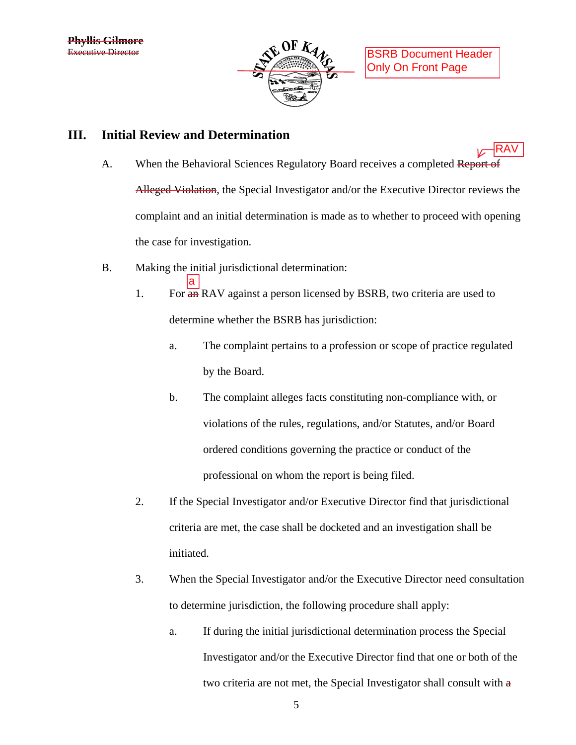## III. Initial Review and Determination

A. When the Behavioral Sciences Regulatory Board receives a completed ~~Report of Alleged Violation~~ RAV, the Special Investigator and/or the Executive Director reviews the complaint and an initial determination is made as to whether to proceed with opening the case for investigation.

B. Making the initial jurisdictional determination:

1. For ~~an~~ a RAV against a person licensed by BSRB, two criteria are used to determine whether the BSRB has jurisdiction:

   a. The complaint pertains to a profession or scope of practice regulated by the Board.

   b. The complaint alleges facts constituting non-compliance with, or violations of the rules, regulations, and/or Statutes, and/or Board ordered conditions governing the practice or conduct of the professional on whom the report is being filed.

2. If the Special Investigator and/or Executive Director find that jurisdictional criteria are met, the case shall be docketed and an investigation shall be initiated.

3. When the Special Investigator and/or the Executive Director need consultation to determine jurisdiction, the following procedure shall apply:

   a. If during the initial jurisdictional determination process the Special Investigator and/or the Executive Director find that one or both of the two criteria are not met, the Special Investigator shall consult with ~~a~~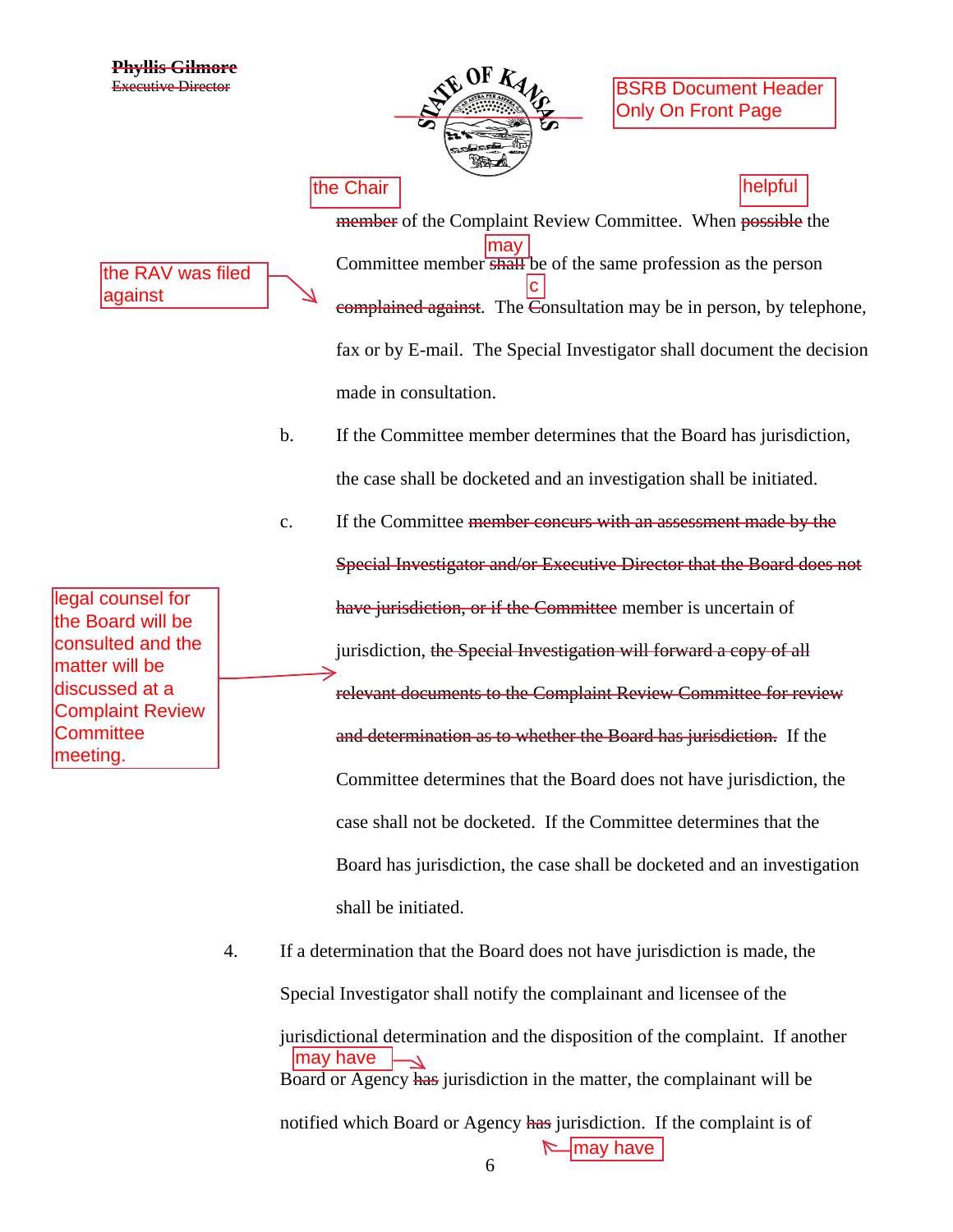~~Phyllis Gilmore~~
~~Executive Director~~

[BSRB Document Header Only On Front Page]

[the Chair] ~~member~~ of the Complaint Review Committee. When [helpful] ~~possible~~ the Committee member [may] ~~shall~~ be of the same profession as the person [the RAV was filed against] ~~complained against~~. The [c] ~~C~~onsultation may be in person, by telephone, fax or by E-mail. The Special Investigator shall document the decision made in consultation.

b. If the Committee member determines that the Board has jurisdiction, the case shall be docketed and an investigation shall be initiated.

c. If the Committee ~~member concurs with an assessment made by the Special Investigator and/or Executive Director that the Board does not have jurisdiction, or if the Committee~~ member is uncertain of jurisdiction, [legal counsel for the Board will be consulted and the matter will be discussed at a Complaint Review Committee meeting.] ~~the Special Investigation will forward a copy of all relevant documents to the Complaint Review Committee for review and determination as to whether the Board has jurisdiction.~~ If the Committee determines that the Board does not have jurisdiction, the case shall not be docketed. If the Committee determines that the Board has jurisdiction, the case shall be docketed and an investigation shall be initiated.

4. If a determination that the Board does not have jurisdiction is made, the Special Investigator shall notify the complainant and licensee of the jurisdictional determination and the disposition of the complaint. If another Board or Agency [may have] ~~has~~ jurisdiction in the matter, the complainant will be notified which Board or Agency [may have] ~~has~~ jurisdiction. If the complaint is of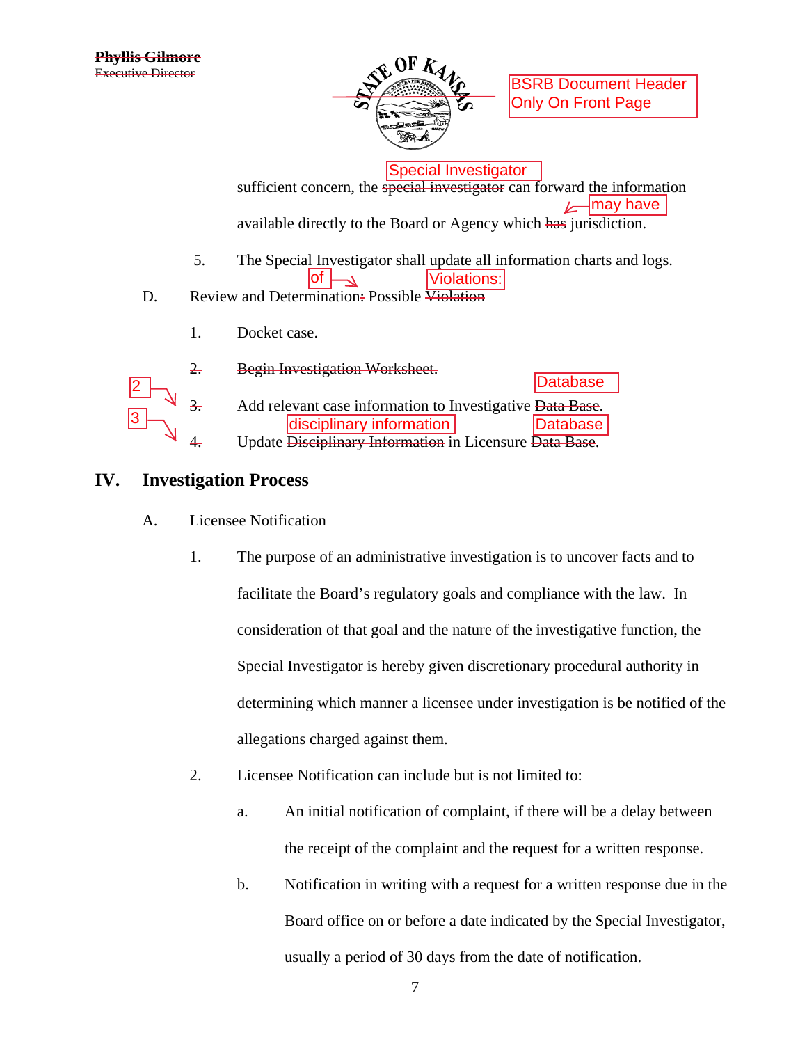~~Phyllis Gilmore~~
~~Executive Director~~

STATE OF KANSAS

BSRB Document Header Only On Front Page

sufficient concern, the ~~special investigator~~ Special Investigator can forward the information available directly to the Board or Agency which ~~has~~ may have jurisdiction.

5. The Special Investigator shall update all information charts and logs.

D. Review and Determination~~:~~ of Possible ~~Violation~~ Violations:

1. Docket case.

~~2. Begin Investigation Worksheet.~~

~~3.~~ 2 Add relevant case information to Investigative ~~Data Base~~ Database.

~~4.~~ 3 Update ~~Disciplinary Information~~ disciplinary information in Licensure ~~Data Base~~ Database.

## IV. Investigation Process

A. Licensee Notification

1. The purpose of an administrative investigation is to uncover facts and to facilitate the Board's regulatory goals and compliance with the law. In consideration of that goal and the nature of the investigative function, the Special Investigator is hereby given discretionary procedural authority in determining which manner a licensee under investigation is be notified of the allegations charged against them.

2. Licensee Notification can include but is not limited to:

   a. An initial notification of complaint, if there will be a delay between the receipt of the complaint and the request for a written response.

   b. Notification in writing with a request for a written response due in the Board office on or before a date indicated by the Special Investigator, usually a period of 30 days from the date of notification.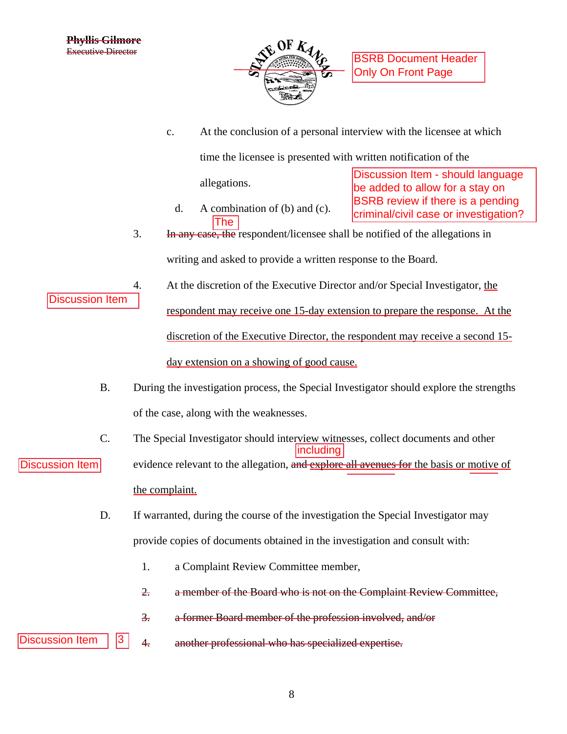~~Phyllis Gilmore~~
~~Executive Director~~

BSRB Document Header Only On Front Page

c. At the conclusion of a personal interview with the licensee at which time the licensee is presented with written notification of the allegations.

Discussion Item - should language be added to allow for a stay on BSRB review if there is a pending criminal/civil case or investigation?

d. A combination of (b) and (c).

3. ~~In any case, the~~ The respondent/licensee shall be notified of the allegations in writing and asked to provide a written response to the Board.

Discussion Item

4. At the discretion of the Executive Director and/or Special Investigator, <u>the respondent may receive one 15-day extension to prepare the response. At the discretion of the Executive Director, the respondent may receive a second 15-day extension on a showing of good cause.</u>

B. During the investigation process, the Special Investigator should explore the strengths of the case, along with the weaknesses.

Discussion Item

C. The Special Investigator should interview witnesses, collect documents and other evidence relevant to the allegation, ~~and explore all avenues for~~ including the basis or <u>motive of the complaint.</u>

D. If warranted, during the course of the investigation the Special Investigator may provide copies of documents obtained in the investigation and consult with:

1. a Complaint Review Committee member,

~~2. a member of the Board who is not on the Complaint Review Committee,~~

~~3. a former Board member of the profession involved, and/or~~

Discussion Item 3 ~~4. another professional who has specialized expertise.~~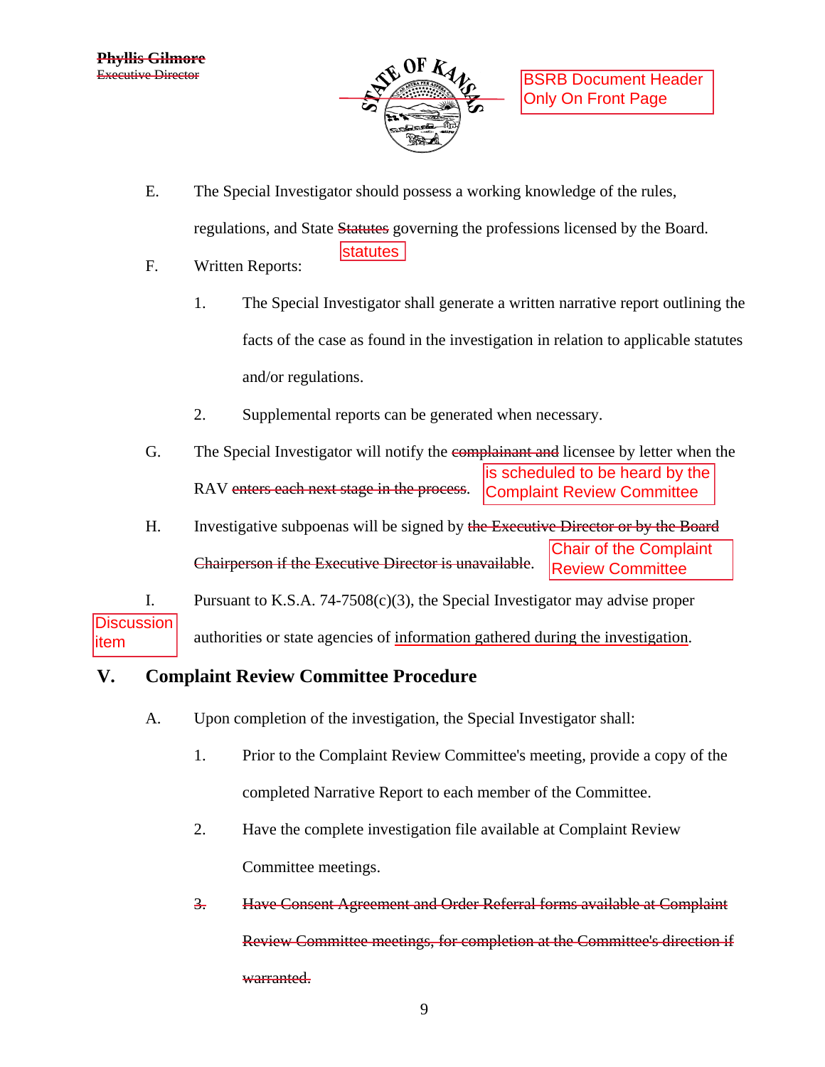~~Phyllis Gilmore~~
~~Executive Director~~

BSRB Document Header Only On Front Page

E. The Special Investigator should possess a working knowledge of the rules, regulations, and State ~~Statutes~~ statutes governing the professions licensed by the Board.

F. Written Reports:

1. The Special Investigator shall generate a written narrative report outlining the facts of the case as found in the investigation in relation to applicable statutes and/or regulations.

2. Supplemental reports can be generated when necessary.

G. The Special Investigator will notify the ~~complainant and~~ licensee by letter when the RAV ~~enters each next stage in the process~~ is scheduled to be heard by the Complaint Review Committee.

H. Investigative subpoenas will be signed by ~~the Executive Director or by the Board Chairperson if the Executive Director is unavailable~~ Chair of the Complaint Review Committee.

I. Pursuant to K.S.A. 74-7508(c)(3), the Special Investigator may advise proper authorities or state agencies of <u>information gathered during the investigation</u>. (Discussion item)

## V. Complaint Review Committee Procedure

A. Upon completion of the investigation, the Special Investigator shall:

1. Prior to the Complaint Review Committee's meeting, provide a copy of the completed Narrative Report to each member of the Committee.

2. Have the complete investigation file available at Complaint Review Committee meetings.

~~3. Have Consent Agreement and Order Referral forms available at Complaint Review Committee meetings, for completion at the Committee's direction if warranted.~~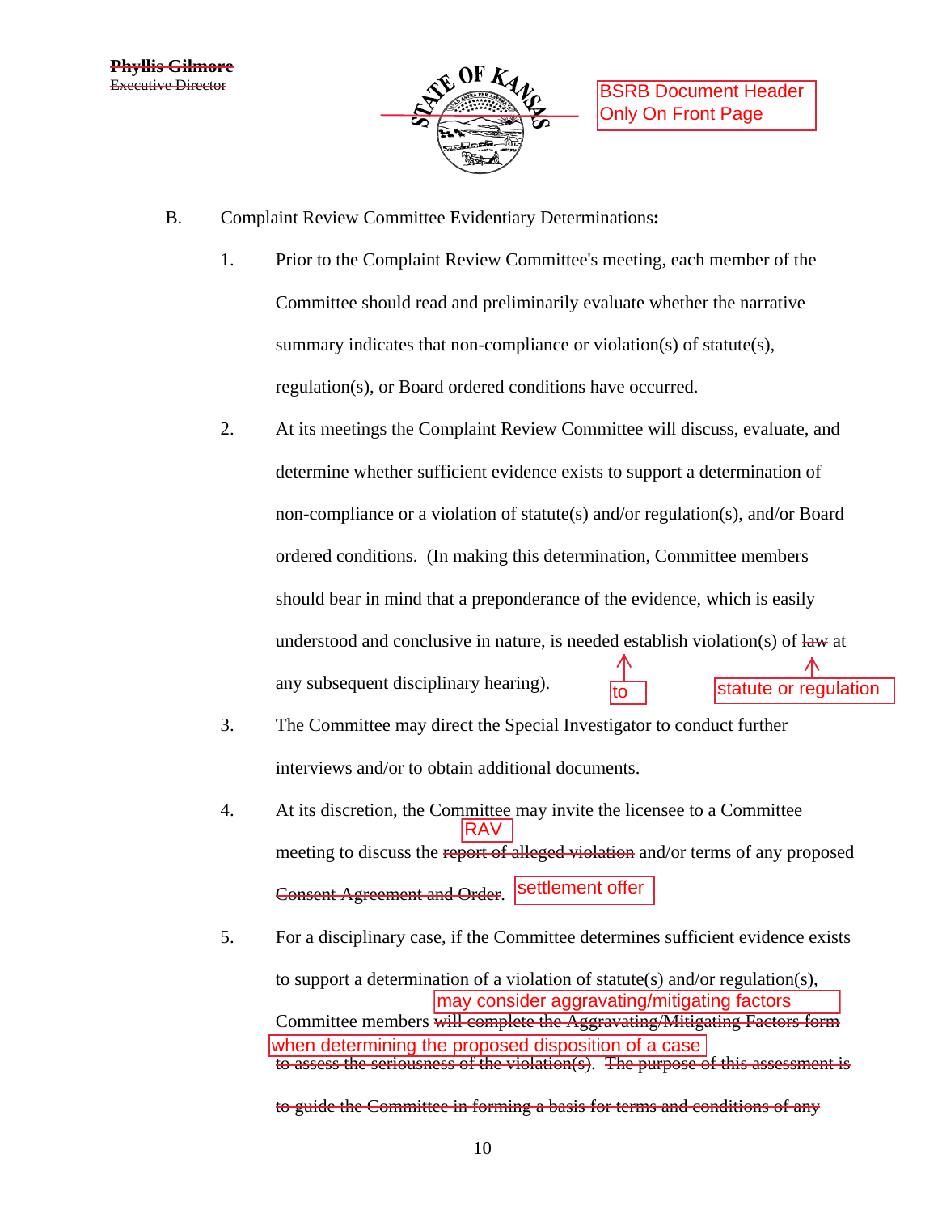~~Phyllis Gilmore~~
~~Executive Director~~

BSRB Document Header Only On Front Page

B. Complaint Review Committee Evidentiary Determinations**:**

1. Prior to the Complaint Review Committee's meeting, each member of the Committee should read and preliminarily evaluate whether the narrative summary indicates that non-compliance or violation(s) of statute(s), regulation(s), or Board ordered conditions have occurred.

2. At its meetings the Complaint Review Committee will discuss, evaluate, and determine whether sufficient evidence exists to support a determination of non-compliance or a violation of statute(s) and/or regulation(s), and/or Board ordered conditions. (In making this determination, Committee members should bear in mind that a preponderance of the evidence, which is easily understood and conclusive in nature, is needed [to] establish violation(s) of ~~law~~ [statute or regulation] at any subsequent disciplinary hearing).

3. The Committee may direct the Special Investigator to conduct further interviews and/or to obtain additional documents.

4. At its discretion, the Committee may invite the licensee to a Committee meeting to discuss the ~~report of alleged violation~~ [RAV] and/or terms of any proposed ~~Consent Agreement and Order~~. [settlement offer]

5. For a disciplinary case, if the Committee determines sufficient evidence exists to support a determination of a violation of statute(s) and/or regulation(s), Committee members [may consider aggravating/mitigating factors when determining the proposed disposition of a case] ~~will complete the Aggravating/Mitigating Factors form to assess the seriousness of the violation(s). The purpose of this assessment is to guide the Committee in forming a basis for terms and conditions of any~~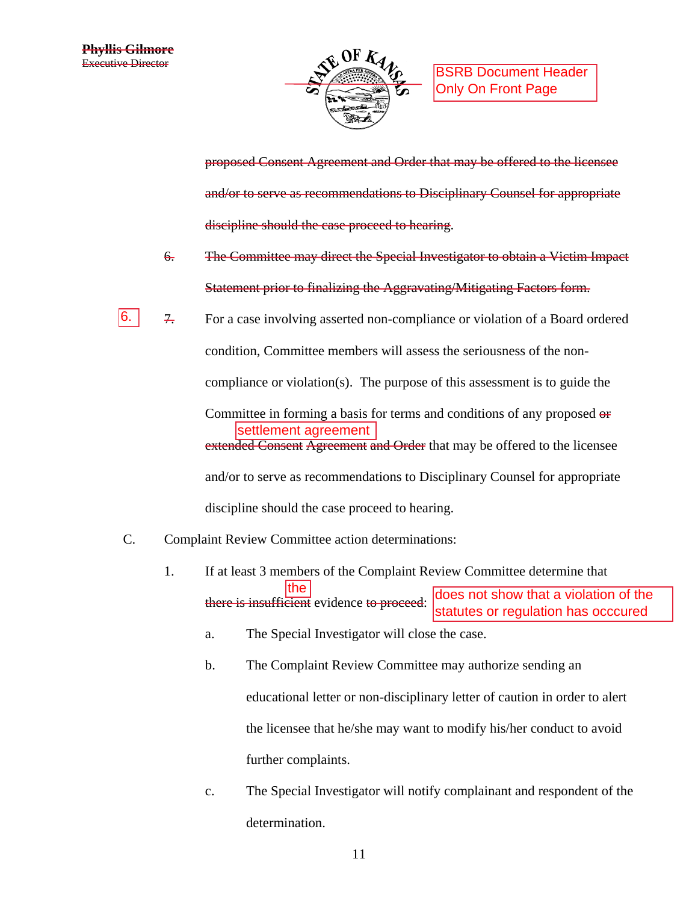~~Phyllis Gilmore~~
~~Executive Director~~

BSRB Document Header Only On Front Page

~~proposed Consent Agreement and Order that may be offered to the licensee and/or to serve as recommendations to Disciplinary Counsel for appropriate discipline should the case proceed to hearing.~~

~~6. The Committee may direct the Special Investigator to obtain a Victim Impact Statement prior to finalizing the Aggravating/Mitigating Factors form.~~

6. ~~7.~~ For a case involving asserted non-compliance or violation of a Board ordered condition, Committee members will assess the seriousness of the non-compliance or violation(s). The purpose of this assessment is to guide the Committee in forming a basis for terms and conditions of any proposed ~~or extended Consent Agreement and Order~~ settlement agreement that may be offered to the licensee and/or to serve as recommendations to Disciplinary Counsel for appropriate discipline should the case proceed to hearing.

C. Complaint Review Committee action determinations:

1. If at least 3 members of the Complaint Review Committee determine that ~~there is insufficient~~ the evidence ~~to proceed~~ does not show that a violation of the statutes or regulation has occcured:

   a. The Special Investigator will close the case.

   b. The Complaint Review Committee may authorize sending an educational letter or non-disciplinary letter of caution in order to alert the licensee that he/she may want to modify his/her conduct to avoid further complaints.

   c. The Special Investigator will notify complainant and respondent of the determination.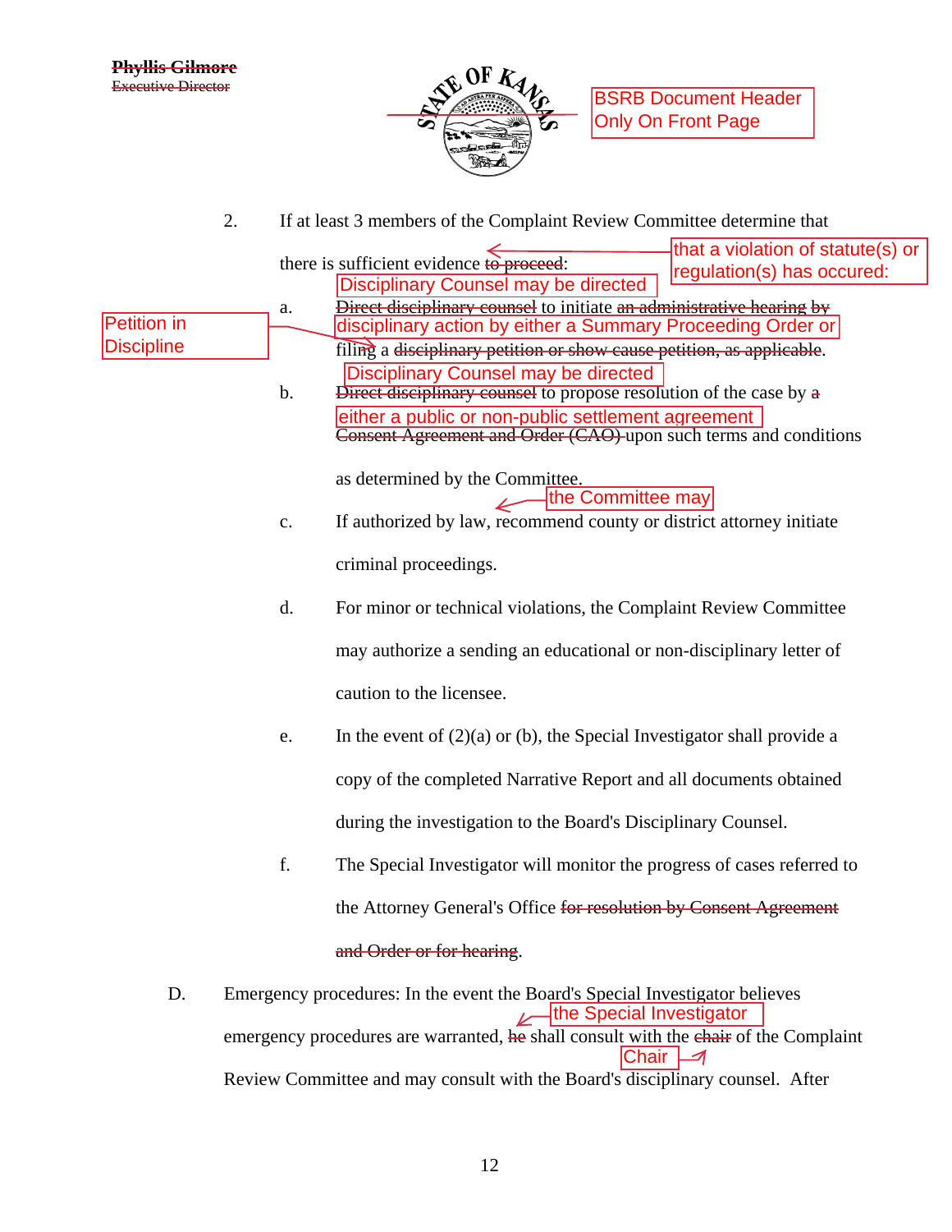Phyllis Gilmore
Executive Director

BSRB Document Header Only On Front Page

2. If at least 3 members of the Complaint Review Committee determine that there is sufficient evidence ~~to proceed~~ that a violation of statute(s) or regulation(s) has occured:

   a. ~~Direct disciplinary counsel~~ Disciplinary Counsel may be directed to initiate ~~an administrative hearing by~~ disciplinary action by either a Summary Proceeding Order or filing a ~~disciplinary petition or show cause petition, as applicable~~ Petition in Discipline.

   b. ~~Direct disciplinary counsel~~ Disciplinary Counsel may be directed to propose resolution of the case by ~~a~~ either a public or non-public settlement agreement ~~Consent Agreement and Order (CAO)~~ upon such terms and conditions as determined by the Committee.

   c. If authorized by law, the Committee may recommend county or district attorney initiate criminal proceedings.

   d. For minor or technical violations, the Complaint Review Committee may authorize a sending an educational or non-disciplinary letter of caution to the licensee.

   e. In the event of (2)(a) or (b), the Special Investigator shall provide a copy of the completed Narrative Report and all documents obtained during the investigation to the Board's Disciplinary Counsel.

   f. The Special Investigator will monitor the progress of cases referred to the Attorney General's Office ~~for resolution by Consent Agreement and Order or for hearing~~.

D. Emergency procedures: In the event the Board's Special Investigator believes emergency procedures are warranted, ~~he~~ the Special Investigator shall consult with the ~~chair~~ Chair of the Complaint Review Committee and may consult with the Board's disciplinary counsel. After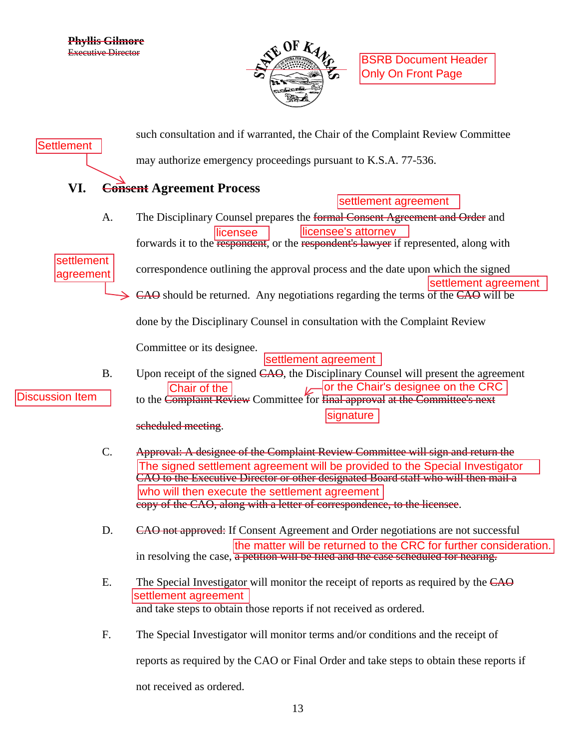~~Phyllis Gilmore~~
~~Executive Director~~

BSRB Document Header Only On Front Page

such consultation and if warranted, the Chair of the Complaint Review Committee may authorize emergency proceedings pursuant to K.S.A. 77-536.

## VI. ~~Consent~~ Settlement Agreement Process

A. The Disciplinary Counsel prepares the ~~formal Consent Agreement and Order~~ settlement agreement and forwards it to the ~~respondent~~ licensee, or the ~~respondent's lawyer~~ licensee's attorney if represented, along with correspondence outlining the approval process and the date upon which the signed ~~CAO~~ settlement agreement should be returned. Any negotiations regarding the terms of the ~~CAO~~ settlement agreement will be done by the Disciplinary Counsel in consultation with the Complaint Review Committee or its designee.

B. Upon receipt of the signed ~~CAO~~ settlement agreement, the Disciplinary Counsel will present the agreement to the Chair of the ~~Complaint Review~~ Committee or the Chair's designee on the CRC for ~~final approval at the Committee's next scheduled meeting~~ signature.

Discussion Item

C. ~~Approval: A designee of the Complaint Review Committee will sign and return the CAO to the Executive Director or other designated Board staff who will then mail a copy of the CAO, along with a letter of correspondence, to the licensee.~~ The signed settlement agreement will be provided to the Special Investigator who will then execute the settlement agreement.

D. ~~CAO not approved:~~ If Consent Agreement and Order negotiations are not successful in resolving the case, ~~a petition will be filed and the case scheduled for hearing.~~ the matter will be returned to the CRC for further consideration.

E. The Special Investigator will monitor the receipt of reports as required by the ~~CAO~~ settlement agreement and take steps to obtain those reports if not received as ordered.

F. The Special Investigator will monitor terms and/or conditions and the receipt of reports as required by the CAO or Final Order and take steps to obtain these reports if not received as ordered.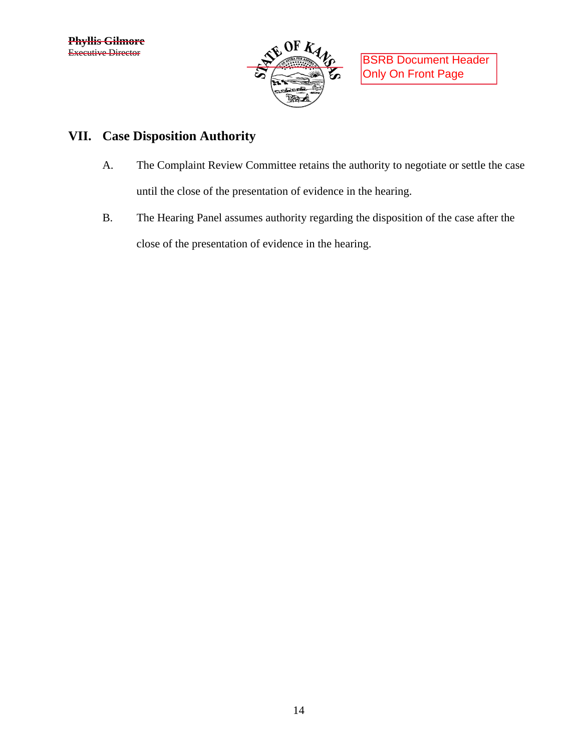## VII. Case Disposition Authority

A. The Complaint Review Committee retains the authority to negotiate or settle the case until the close of the presentation of evidence in the hearing.

B. The Hearing Panel assumes authority regarding the disposition of the case after the close of the presentation of evidence in the hearing.